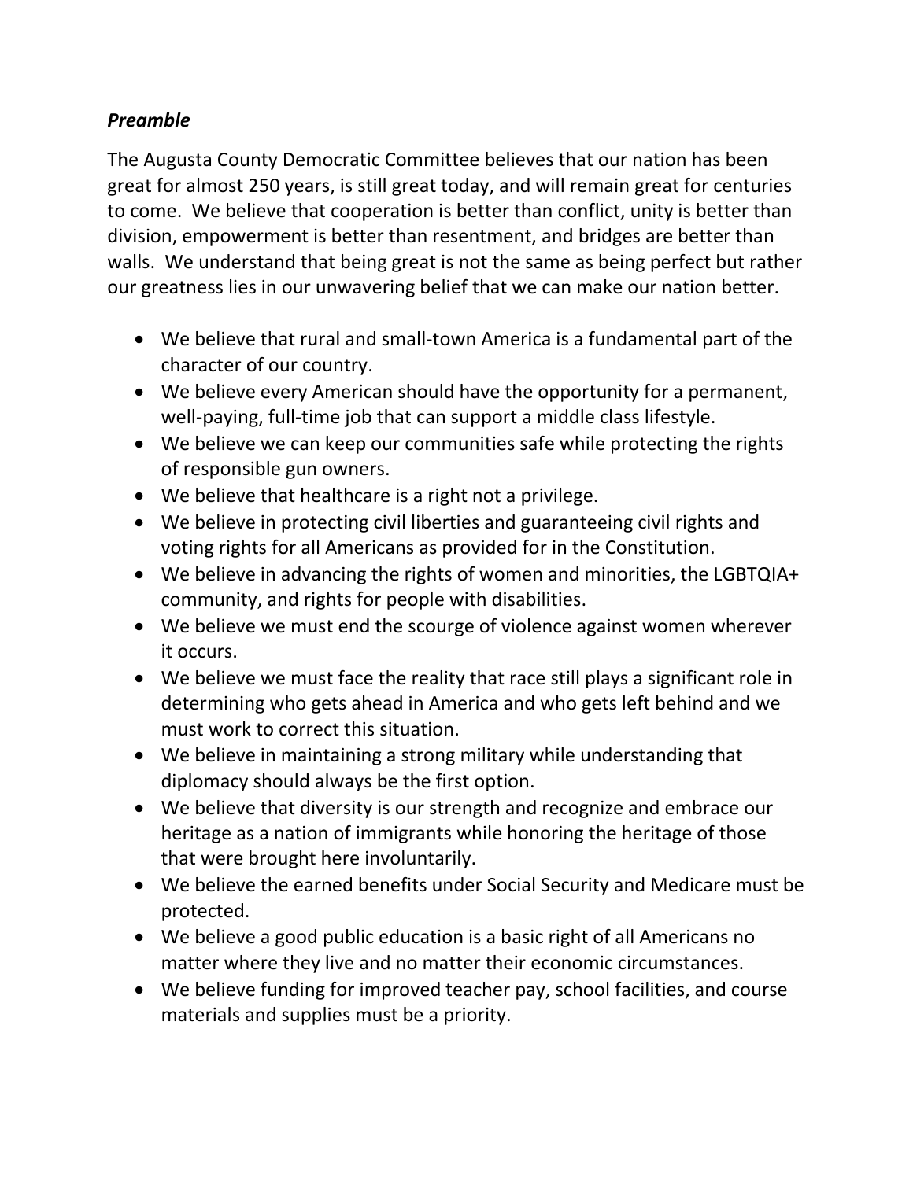***Preamble***

The Augusta County Democratic Committee believes that our nation has been great for almost 250 years, is still great today, and will remain great for centuries to come. We believe that cooperation is better than conflict, unity is better than division, empowerment is better than resentment, and bridges are better than walls. We understand that being great is not the same as being perfect but rather our greatness lies in our unwavering belief that we can make our nation better.

- We believe that rural and small-town America is a fundamental part of the character of our country.
- We believe every American should have the opportunity for a permanent, well-paying, full-time job that can support a middle class lifestyle.
- We believe we can keep our communities safe while protecting the rights of responsible gun owners.
- We believe that healthcare is a right not a privilege.
- We believe in protecting civil liberties and guaranteeing civil rights and voting rights for all Americans as provided for in the Constitution.
- We believe in advancing the rights of women and minorities, the LGBTQIA+ community, and rights for people with disabilities.
- We believe we must end the scourge of violence against women wherever it occurs.
- We believe we must face the reality that race still plays a significant role in determining who gets ahead in America and who gets left behind and we must work to correct this situation.
- We believe in maintaining a strong military while understanding that diplomacy should always be the first option.
- We believe that diversity is our strength and recognize and embrace our heritage as a nation of immigrants while honoring the heritage of those that were brought here involuntarily.
- We believe the earned benefits under Social Security and Medicare must be protected.
- We believe a good public education is a basic right of all Americans no matter where they live and no matter their economic circumstances.
- We believe funding for improved teacher pay, school facilities, and course materials and supplies must be a priority.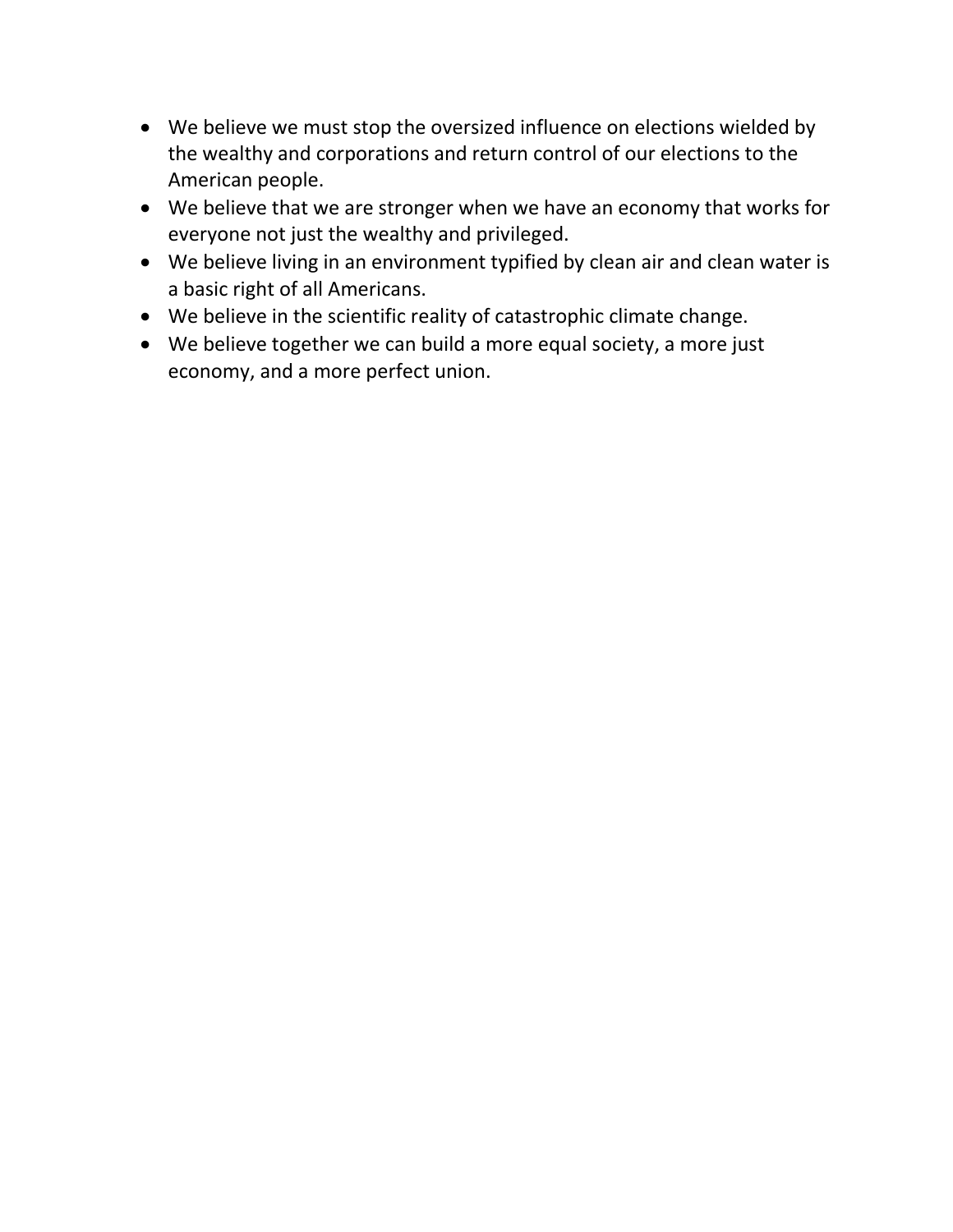- We believe we must stop the oversized influence on elections wielded by the wealthy and corporations and return control of our elections to the American people.
- We believe that we are stronger when we have an economy that works for everyone not just the wealthy and privileged.
- We believe living in an environment typified by clean air and clean water is a basic right of all Americans.
- We believe in the scientific reality of catastrophic climate change.
- We believe together we can build a more equal society, a more just economy, and a more perfect union.